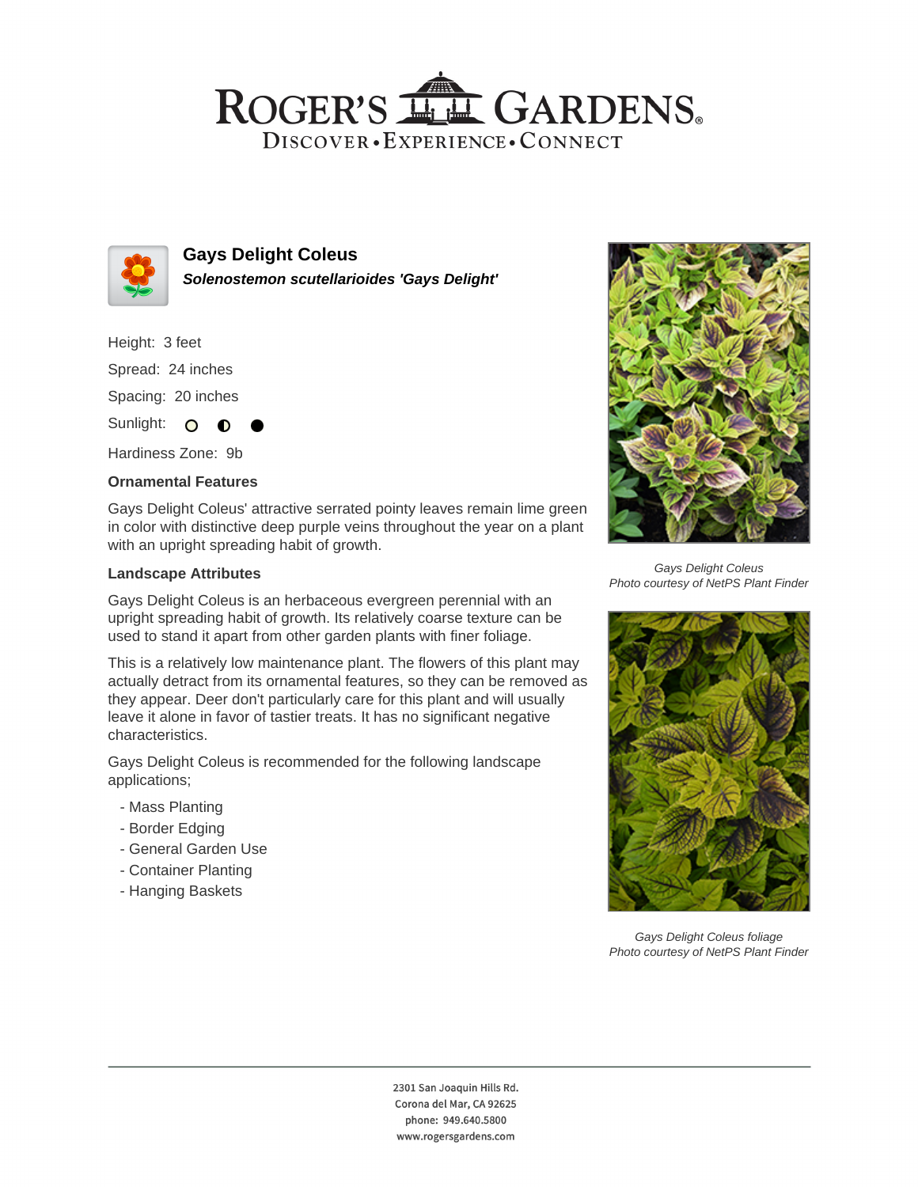# ROGER'S GARDENS

DISCOVER • EXPERIENCE • CONNECT

## Gays Delight Coleus

***Solenostemon scutellarioides 'Gays Delight'***

Height: 3 feet

Spread: 24 inches

Spacing: 20 inches

Sunlight:

Hardiness Zone: 9b

### Ornamental Features

Gays Delight Coleus' attractive serrated pointy leaves remain lime green in color with distinctive deep purple veins throughout the year on a plant with an upright spreading habit of growth.

### Landscape Attributes

Gays Delight Coleus is an herbaceous evergreen perennial with an upright spreading habit of growth. Its relatively coarse texture can be used to stand it apart from other garden plants with finer foliage.

This is a relatively low maintenance plant. The flowers of this plant may actually detract from its ornamental features, so they can be removed as they appear. Deer don't particularly care for this plant and will usually leave it alone in favor of tastier treats. It has no significant negative characteristics.

Gays Delight Coleus is recommended for the following landscape applications;

- Mass Planting
- Border Edging
- General Garden Use
- Container Planting
- Hanging Baskets

*Gays Delight Coleus*
*Photo courtesy of NetPS Plant Finder*

*Gays Delight Coleus foliage*
*Photo courtesy of NetPS Plant Finder*

2301 San Joaquin Hills Rd.
Corona del Mar, CA 92625
phone: 949.640.5800
www.rogersgardens.com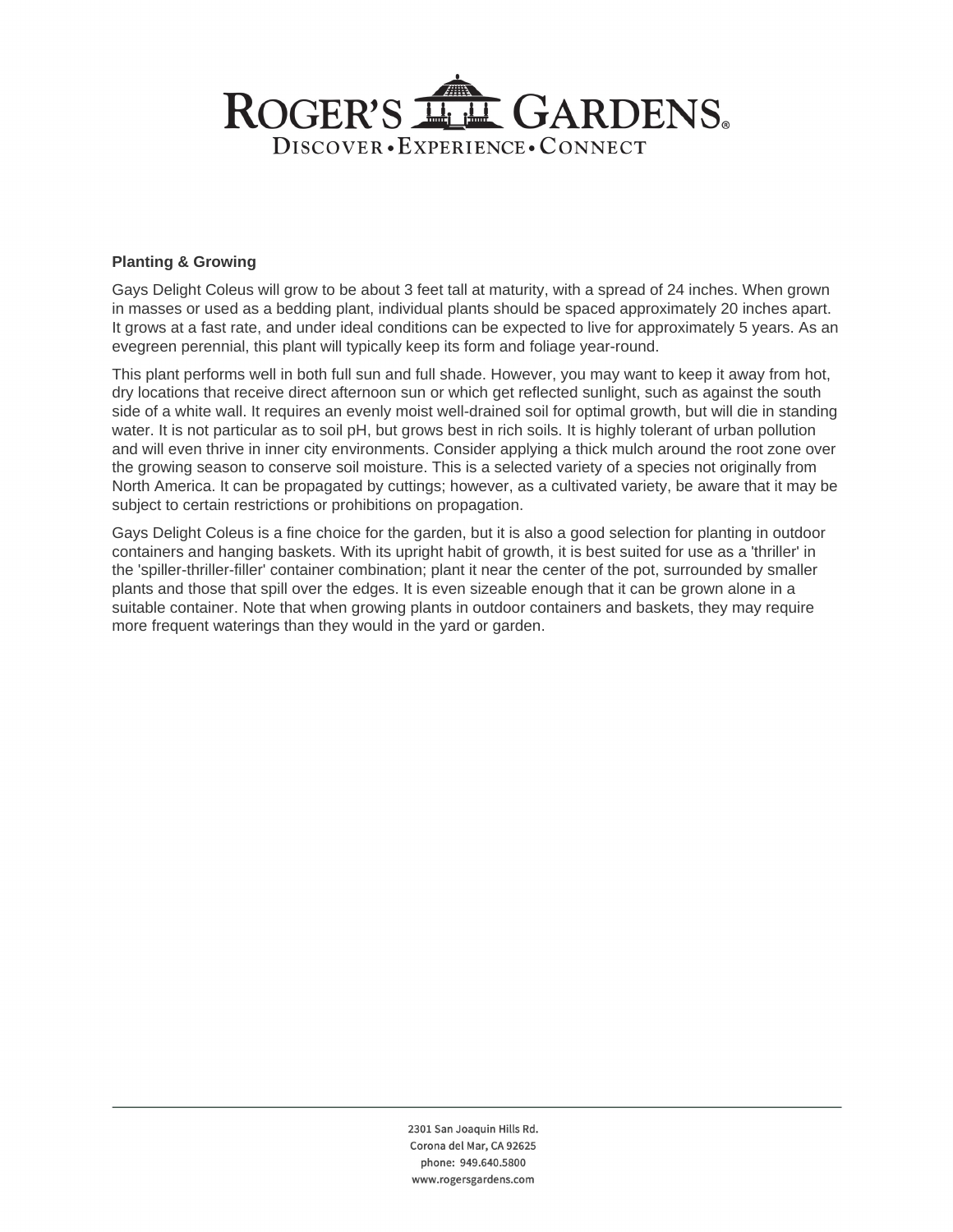**Planting & Growing**

Gays Delight Coleus will grow to be about 3 feet tall at maturity, with a spread of 24 inches. When grown in masses or used as a bedding plant, individual plants should be spaced approximately 20 inches apart. It grows at a fast rate, and under ideal conditions can be expected to live for approximately 5 years. As an evegreen perennial, this plant will typically keep its form and foliage year-round.

This plant performs well in both full sun and full shade. However, you may want to keep it away from hot, dry locations that receive direct afternoon sun or which get reflected sunlight, such as against the south side of a white wall. It requires an evenly moist well-drained soil for optimal growth, but will die in standing water. It is not particular as to soil pH, but grows best in rich soils. It is highly tolerant of urban pollution and will even thrive in inner city environments. Consider applying a thick mulch around the root zone over the growing season to conserve soil moisture. This is a selected variety of a species not originally from North America. It can be propagated by cuttings; however, as a cultivated variety, be aware that it may be subject to certain restrictions or prohibitions on propagation.

Gays Delight Coleus is a fine choice for the garden, but it is also a good selection for planting in outdoor containers and hanging baskets. With its upright habit of growth, it is best suited for use as a 'thriller' in the 'spiller-thriller-filler' container combination; plant it near the center of the pot, surrounded by smaller plants and those that spill over the edges. It is even sizeable enough that it can be grown alone in a suitable container. Note that when growing plants in outdoor containers and baskets, they may require more frequent waterings than they would in the yard or garden.